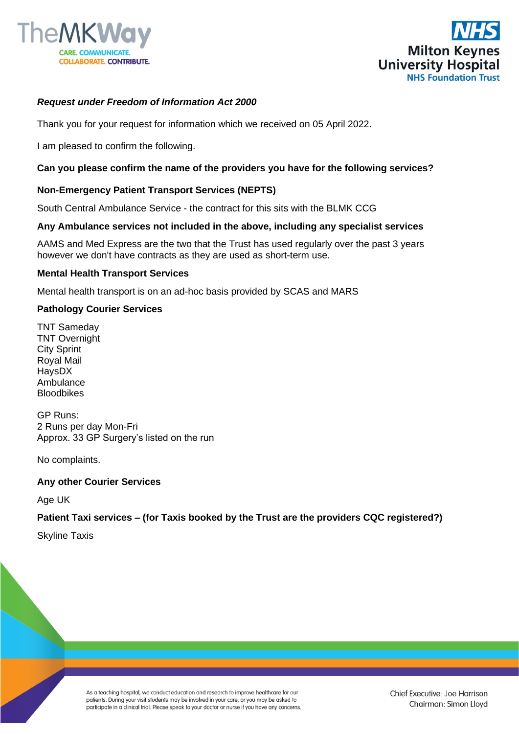***Request under Freedom of Information Act 2000***

Thank you for your request for information which we received on 05 April 2022.

I am pleased to confirm the following.

**Can you please confirm the name of the providers you have for the following services?**

**Non-Emergency Patient Transport Services (NEPTS)**

South Central Ambulance Service - the contract for this sits with the BLMK CCG

**Any Ambulance services not included in the above, including any specialist services**

AAMS and Med Express are the two that the Trust has used regularly over the past 3 years however we don't have contracts as they are used as short-term use.

**Mental Health Transport Services**

Mental health transport is on an ad-hoc basis provided by SCAS and MARS

**Pathology Courier Services**

TNT Sameday
TNT Overnight
City Sprint
Royal Mail
HaysDX
Ambulance
Bloodbikes

GP Runs:
2 Runs per day Mon-Fri
Approx. 33 GP Surgery's listed on the run

No complaints.

**Any other Courier Services**

Age UK

**Patient Taxi services – (for Taxis booked by the Trust are the providers CQC registered?)**

Skyline Taxis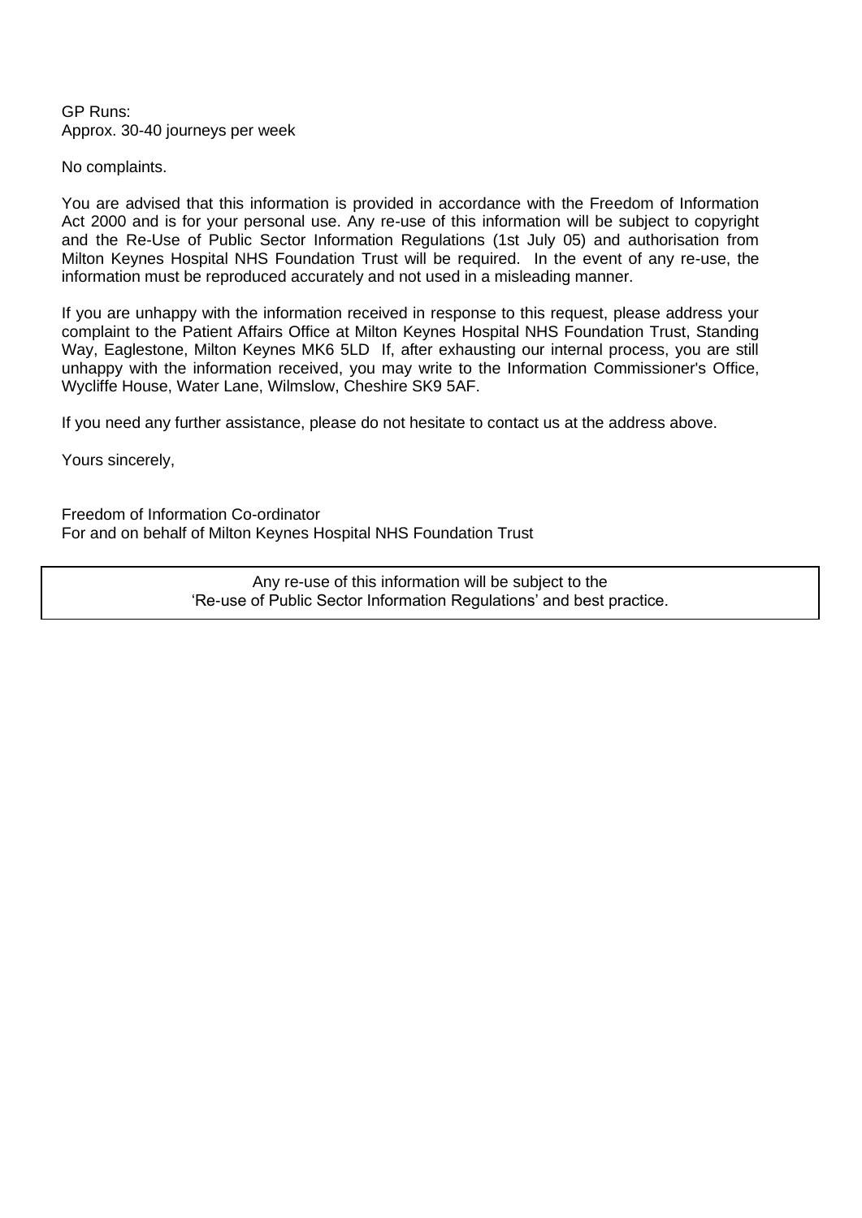GP Runs:
Approx. 30-40 journeys per week

No complaints.

You are advised that this information is provided in accordance with the Freedom of Information Act 2000 and is for your personal use. Any re-use of this information will be subject to copyright and the Re-Use of Public Sector Information Regulations (1st July 05) and authorisation from Milton Keynes Hospital NHS Foundation Trust will be required. In the event of any re-use, the information must be reproduced accurately and not used in a misleading manner.

If you are unhappy with the information received in response to this request, please address your complaint to the Patient Affairs Office at Milton Keynes Hospital NHS Foundation Trust, Standing Way, Eaglestone, Milton Keynes MK6 5LD If, after exhausting our internal process, you are still unhappy with the information received, you may write to the Information Commissioner's Office, Wycliffe House, Water Lane, Wilmslow, Cheshire SK9 5AF.

If you need any further assistance, please do not hesitate to contact us at the address above.

Yours sincerely,

Freedom of Information Co-ordinator
For and on behalf of Milton Keynes Hospital NHS Foundation Trust

Any re-use of this information will be subject to the
'Re-use of Public Sector Information Regulations' and best practice.